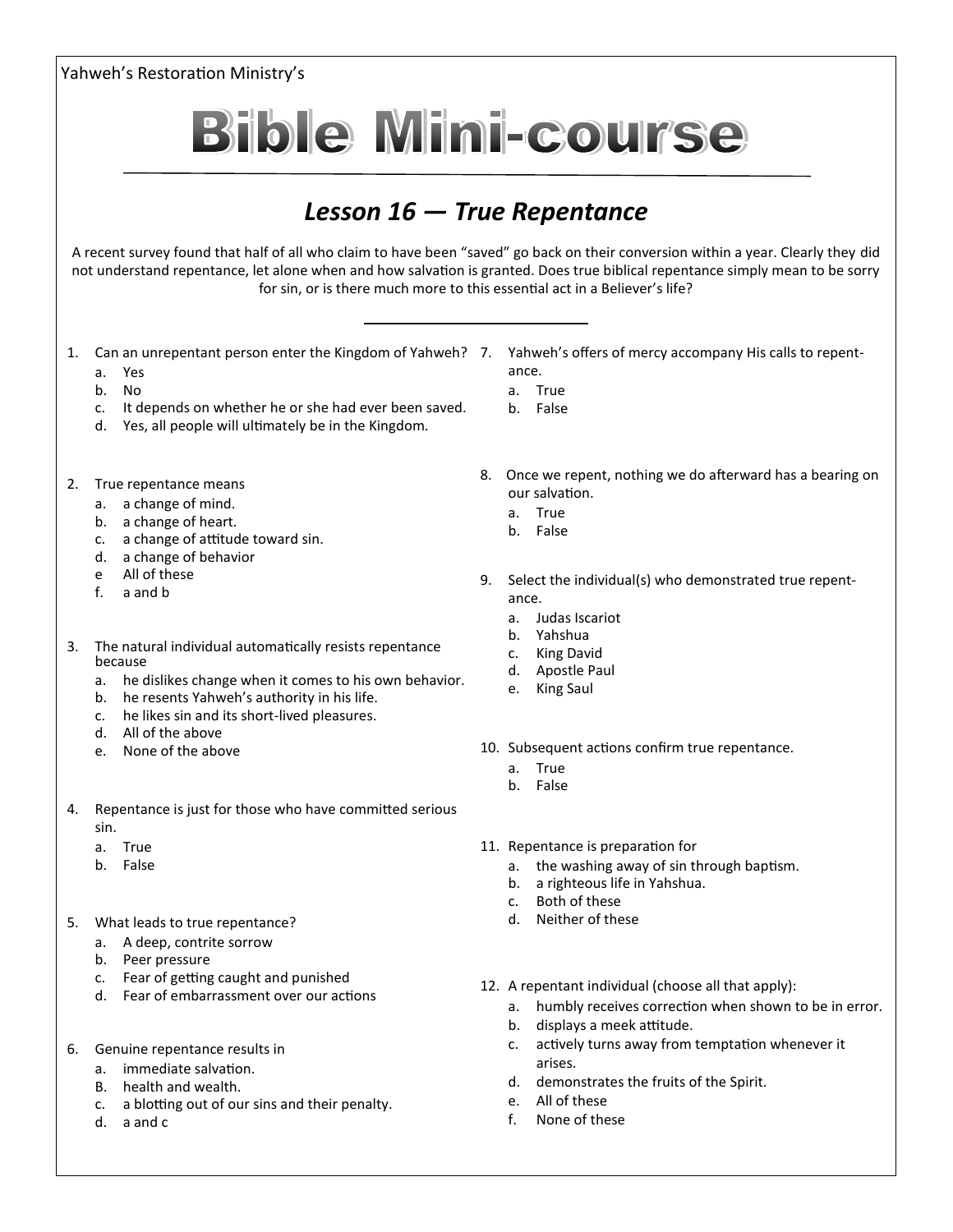Yahweh's Restoration Ministry's

# Bible Mini-course

## *Lesson 16 — True Repentance*

A recent survey found that half of all who claim to have been "saved" go back on their conversion within a year. Clearly they did not understand repentance, let alone when and how salvation is granted. Does true biblical repentance simply mean to be sorry for sin, or is there much more to this essential act in a Believer's life?

---

1. Can an unrepentant person enter the Kingdom of Yahweh?
   a. Yes
   b. No
   c. It depends on whether he or she had ever been saved.
   d. Yes, all people will ultimately be in the Kingdom.

2. True repentance means
   a. a change of mind.
   b. a change of heart.
   c. a change of attitude toward sin.
   d. a change of behavior
   e All of these
   f. a and b

3. The natural individual automatically resists repentance because
   a. he dislikes change when it comes to his own behavior.
   b. he resents Yahweh's authority in his life.
   c. he likes sin and its short-lived pleasures.
   d. All of the above
   e. None of the above

4. Repentance is just for those who have committed serious sin.
   a. True
   b. False

5. What leads to true repentance?
   a. A deep, contrite sorrow
   b. Peer pressure
   c. Fear of getting caught and punished
   d. Fear of embarrassment over our actions

6. Genuine repentance results in
   a. immediate salvation.
   B. health and wealth.
   c. a blotting out of our sins and their penalty.
   d. a and c

7. Yahweh's offers of mercy accompany His calls to repentance.
   a. True
   b. False

8. Once we repent, nothing we do afterward has a bearing on our salvation.
   a. True
   b. False

9. Select the individual(s) who demonstrated true repentance.
   a. Judas Iscariot
   b. Yahshua
   c. King David
   d. Apostle Paul
   e. King Saul

10. Subsequent actions confirm true repentance.
    a. True
    b. False

11. Repentance is preparation for
    a. the washing away of sin through baptism.
    b. a righteous life in Yahshua.
    c. Both of these
    d. Neither of these

12. A repentant individual (choose all that apply):
    a. humbly receives correction when shown to be in error.
    b. displays a meek attitude.
    c. actively turns away from temptation whenever it arises.
    d. demonstrates the fruits of the Spirit.
    e. All of these
    f. None of these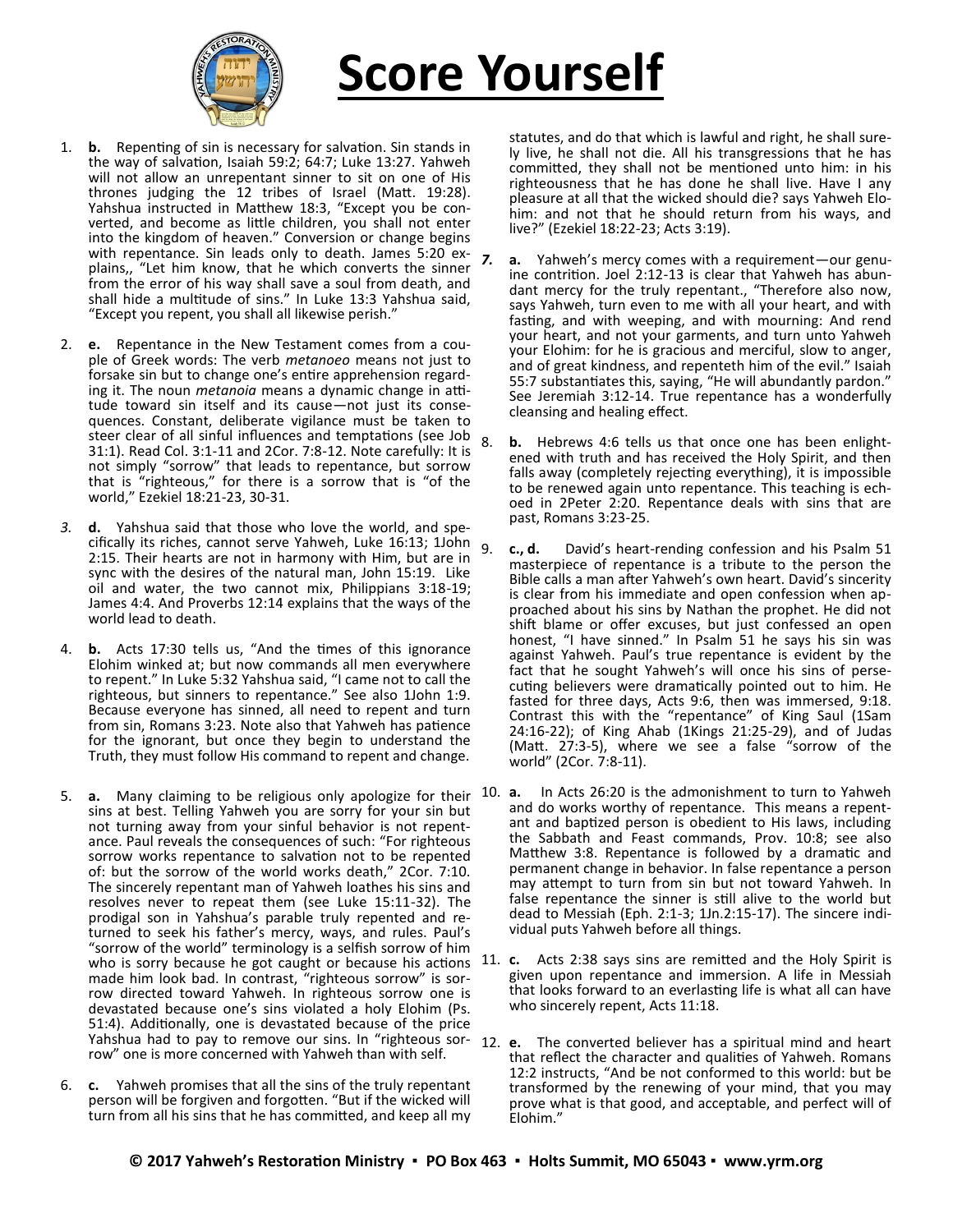# Score Yourself

1. **b.** Repenting of sin is necessary for salvation. Sin stands in the way of salvation, Isaiah 59:2; 64:7; Luke 13:27. Yahweh will not allow an unrepentant sinner to sit on one of His thrones judging the 12 tribes of Israel (Matt. 19:28). Yahshua instructed in Matthew 18:3, "Except you be converted, and become as little children, you shall not enter into the kingdom of heaven." Conversion or change begins with repentance. Sin leads only to death. James 5:20 explains,, "Let him know, that he which converts the sinner from the error of his way shall save a soul from death, and shall hide a multitude of sins." In Luke 13:3 Yahshua said, "Except you repent, you shall all likewise perish."

2. **e.** Repentance in the New Testament comes from a couple of Greek words: The verb *metanoeo* means not just to forsake sin but to change one's entire apprehension regarding it. The noun *metanoia* means a dynamic change in attitude toward sin itself and its cause—not just its consequences. Constant, deliberate vigilance must be taken to steer clear of all sinful influences and temptations (see Job 31:1). Read Col. 3:1-11 and 2Cor. 7:8-12. Note carefully: It is not simply "sorrow" that leads to repentance, but sorrow that is "righteous," for there is a sorrow that is "of the world," Ezekiel 18:21-23, 30-31.

3. **d.** Yahshua said that those who love the world, and specifically its riches, cannot serve Yahweh, Luke 16:13; 1John 2:15. Their hearts are not in harmony with Him, but are in sync with the desires of the natural man, John 15:19. Like oil and water, the two cannot mix, Philippians 3:18-19; James 4:4. And Proverbs 12:14 explains that the ways of the world lead to death.

4. **b.** Acts 17:30 tells us, "And the times of this ignorance Elohim winked at; but now commands all men everywhere to repent." In Luke 5:32 Yahshua said, "I came not to call the righteous, but sinners to repentance." See also 1John 1:9. Because everyone has sinned, all need to repent and turn from sin, Romans 3:23. Note also that Yahweh has patience for the ignorant, but once they begin to understand the Truth, they must follow His command to repent and change.

5. **a.** Many claiming to be religious only apologize for their sins at best. Telling Yahweh you are sorry for your sin but not turning away from your sinful behavior is not repentance. Paul reveals the consequences of such: "For righteous sorrow works repentance to salvation not to be repented of: but the sorrow of the world works death," 2Cor. 7:10. The sincerely repentant man of Yahweh loathes his sins and resolves never to repeat them (see Luke 15:11-32). The prodigal son in Yahshua's parable truly repented and returned to seek his father's mercy, ways, and rules. Paul's "sorrow of the world" terminology is a selfish sorrow of him who is sorry because he got caught or because his actions made him look bad. In contrast, "righteous sorrow" is sorrow directed toward Yahweh. In righteous sorrow one is devastated because one's sins violated a holy Elohim (Ps. 51:4). Additionally, one is devastated because of the price Yahshua had to pay to remove our sins. In "righteous sorrow" one is more concerned with Yahweh than with self.

6. **c.** Yahweh promises that all the sins of the truly repentant person will be forgiven and forgotten. "But if the wicked will turn from all his sins that he has committed, and keep all my statutes, and do that which is lawful and right, he shall surely live, he shall not die. All his transgressions that he has committed, they shall not be mentioned unto him: in his righteousness that he has done he shall live. Have I any pleasure at all that the wicked should die? says Yahweh Elohim: and not that he should return from his ways, and live?" (Ezekiel 18:22-23; Acts 3:19).

7. **a.** Yahweh's mercy comes with a requirement—our genuine contrition. Joel 2:12-13 is clear that Yahweh has abundant mercy for the truly repentant., "Therefore also now, says Yahweh, turn even to me with all your heart, and with fasting, and with weeping, and with mourning: And rend your heart, and not your garments, and turn unto Yahweh your Elohim: for he is gracious and merciful, slow to anger, and of great kindness, and repenteth him of the evil." Isaiah 55:7 substantiates this, saying, "He will abundantly pardon." See Jeremiah 3:12-14. True repentance has a wonderfully cleansing and healing effect.

8. **b.** Hebrews 4:6 tells us that once one has been enlightened with truth and has received the Holy Spirit, and then falls away (completely rejecting everything), it is impossible to be renewed again unto repentance. This teaching is echoed in 2Peter 2:20. Repentance deals with sins that are past, Romans 3:23-25.

9. **c., d.** David's heart-rending confession and his Psalm 51 masterpiece of repentance is a tribute to the person the Bible calls a man after Yahweh's own heart. David's sincerity is clear from his immediate and open confession when approached about his sins by Nathan the prophet. He did not shift blame or offer excuses, but just confessed an open honest, "I have sinned." In Psalm 51 he says his sin was against Yahweh. Paul's true repentance is evident by the fact that he sought Yahweh's will once his sins of persecuting believers were dramatically pointed out to him. He fasted for three days, Acts 9:6, then was immersed, 9:18. Contrast this with the "repentance" of King Saul (1Sam 24:16-22); of King Ahab (1Kings 21:25-29), and of Judas (Matt. 27:3-5), where we see a false "sorrow of the world" (2Cor. 7:8-11).

10. **a.** In Acts 26:20 is the admonishment to turn to Yahweh and do works worthy of repentance. This means a repentant and baptized person is obedient to His laws, including the Sabbath and Feast commands, Prov. 10:8; see also Matthew 3:8. Repentance is followed by a dramatic and permanent change in behavior. In false repentance a person may attempt to turn from sin but not toward Yahweh. In false repentance the sinner is still alive to the world but dead to Messiah (Eph. 2:1-3; 1Jn.2:15-17). The sincere individual puts Yahweh before all things.

11. **c.** Acts 2:38 says sins are remitted and the Holy Spirit is given upon repentance and immersion. A life in Messiah that looks forward to an everlasting life is what all can have who sincerely repent, Acts 11:18.

12. **e.** The converted believer has a spiritual mind and heart that reflect the character and qualities of Yahweh. Romans 12:2 instructs, "And be not conformed to this world: but be transformed by the renewing of your mind, that you may prove what is that good, and acceptable, and perfect will of Elohim."

**© 2017 Yahweh's Restoration Ministry ▪ PO Box 463 ▪ Holts Summit, MO 65043 ▪ www.yrm.org**